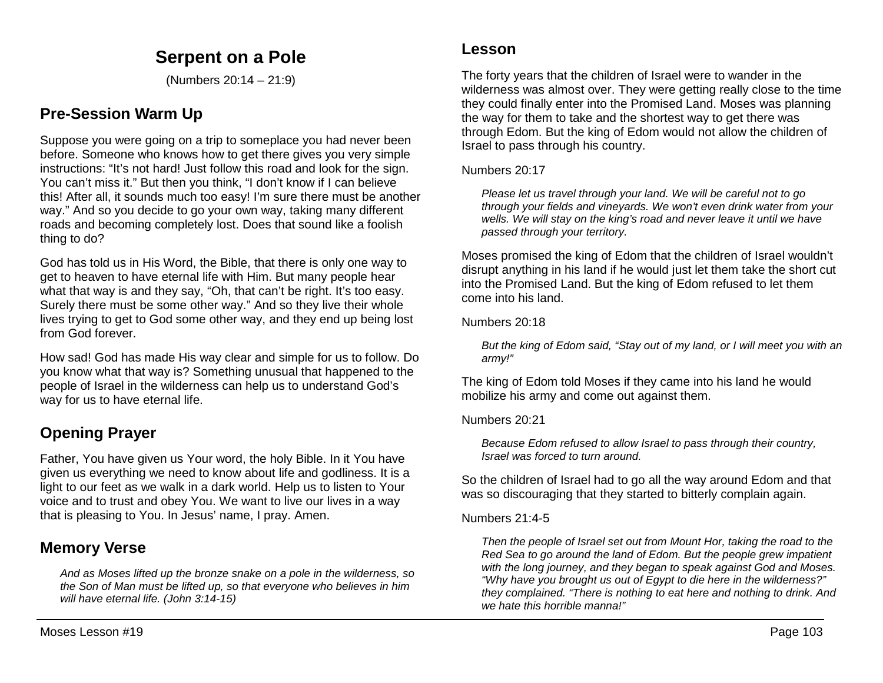# Serpent on a Pole

(Numbers 20:14 – 21:9)

## Pre-Session Warm Up

Suppose you were going on a trip to someplace you had never been before. Someone who knows how to get there gives you very simple instructions: "It's not hard! Just follow this road and look for the sign. You can't miss it." But then you think, "I don't know if I can believe this! After all, it sounds much too easy! I'm sure there must be another way." And so you decide to go your own way, taking many different roads and becoming completely lost. Does that sound like a foolish thing to do?

God has told us in His Word, the Bible, that there is only one way to get to heaven to have eternal life with Him. But many people hear what that way is and they say, "Oh, that can't be right. It's too easy. Surely there must be some other way." And so they live their whole lives trying to get to God some other way, and they end up being lost from God forever.

How sad! God has made His way clear and simple for us to follow. Do you know what that way is? Something unusual that happened to the people of Israel in the wilderness can help us to understand God's way for us to have eternal life.

## Opening Prayer

Father, You have given us Your word, the holy Bible. In it You have given us everything we need to know about life and godliness. It is a light to our feet as we walk in a dark world. Help us to listen to Your voice and to trust and obey You. We want to live our lives in a way that is pleasing to You. In Jesus' name, I pray. Amen.

## Memory Verse

> *And as Moses lifted up the bronze snake on a pole in the wilderness, so the Son of Man must be lifted up, so that everyone who believes in him will have eternal life. (John 3:14-15)*

## Lesson

The forty years that the children of Israel were to wander in the wilderness was almost over. They were getting really close to the time they could finally enter into the Promised Land. Moses was planning the way for them to take and the shortest way to get there was through Edom. But the king of Edom would not allow the children of Israel to pass through his country.

Numbers 20:17

> *Please let us travel through your land. We will be careful not to go through your fields and vineyards. We won't even drink water from your wells. We will stay on the king's road and never leave it until we have passed through your territory.*

Moses promised the king of Edom that the children of Israel wouldn't disrupt anything in his land if he would just let them take the short cut into the Promised Land. But the king of Edom refused to let them come into his land.

Numbers 20:18

> *But the king of Edom said, "Stay out of my land, or I will meet you with an army!"*

The king of Edom told Moses if they came into his land he would mobilize his army and come out against them.

Numbers 20:21

> *Because Edom refused to allow Israel to pass through their country, Israel was forced to turn around.*

So the children of Israel had to go all the way around Edom and that was so discouraging that they started to bitterly complain again.

Numbers 21:4-5

> *Then the people of Israel set out from Mount Hor, taking the road to the Red Sea to go around the land of Edom. But the people grew impatient with the long journey, and they began to speak against God and Moses. "Why have you brought us out of Egypt to die here in the wilderness?" they complained. "There is nothing to eat here and nothing to drink. And we hate this horrible manna!"*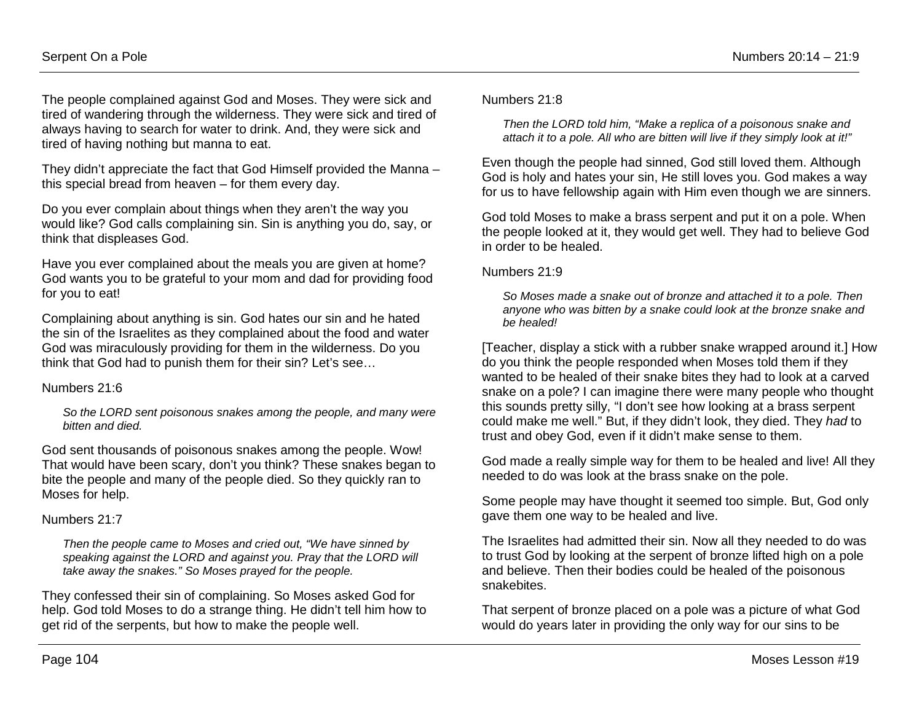The people complained against God and Moses. They were sick and tired of wandering through the wilderness. They were sick and tired of always having to search for water to drink. And, they were sick and tired of having nothing but manna to eat.

They didn't appreciate the fact that God Himself provided the Manna – this special bread from heaven – for them every day.

Do you ever complain about things when they aren't the way you would like? God calls complaining sin. Sin is anything you do, say, or think that displeases God.

Have you ever complained about the meals you are given at home? God wants you to be grateful to your mom and dad for providing food for you to eat!

Complaining about anything is sin. God hates our sin and he hated the sin of the Israelites as they complained about the food and water God was miraculously providing for them in the wilderness. Do you think that God had to punish them for their sin? Let's see…

Numbers 21:6

> *So the LORD sent poisonous snakes among the people, and many were bitten and died.*

God sent thousands of poisonous snakes among the people. Wow! That would have been scary, don't you think? These snakes began to bite the people and many of the people died. So they quickly ran to Moses for help.

Numbers 21:7

> *Then the people came to Moses and cried out, "We have sinned by speaking against the LORD and against you. Pray that the LORD will take away the snakes." So Moses prayed for the people.*

They confessed their sin of complaining. So Moses asked God for help. God told Moses to do a strange thing. He didn't tell him how to get rid of the serpents, but how to make the people well.

Numbers 21:8

> *Then the LORD told him, "Make a replica of a poisonous snake and attach it to a pole. All who are bitten will live if they simply look at it!"*

Even though the people had sinned, God still loved them. Although God is holy and hates your sin, He still loves you. God makes a way for us to have fellowship again with Him even though we are sinners.

God told Moses to make a brass serpent and put it on a pole. When the people looked at it, they would get well. They had to believe God in order to be healed.

Numbers 21:9

> *So Moses made a snake out of bronze and attached it to a pole. Then anyone who was bitten by a snake could look at the bronze snake and be healed!*

[Teacher, display a stick with a rubber snake wrapped around it.] How do you think the people responded when Moses told them if they wanted to be healed of their snake bites they had to look at a carved snake on a pole? I can imagine there were many people who thought this sounds pretty silly, "I don't see how looking at a brass serpent could make me well." But, if they didn't look, they died. They *had* to trust and obey God, even if it didn't make sense to them.

God made a really simple way for them to be healed and live! All they needed to do was look at the brass snake on the pole.

Some people may have thought it seemed too simple. But, God only gave them one way to be healed and live.

The Israelites had admitted their sin. Now all they needed to do was to trust God by looking at the serpent of bronze lifted high on a pole and believe. Then their bodies could be healed of the poisonous snakebites.

That serpent of bronze placed on a pole was a picture of what God would do years later in providing the only way for our sins to be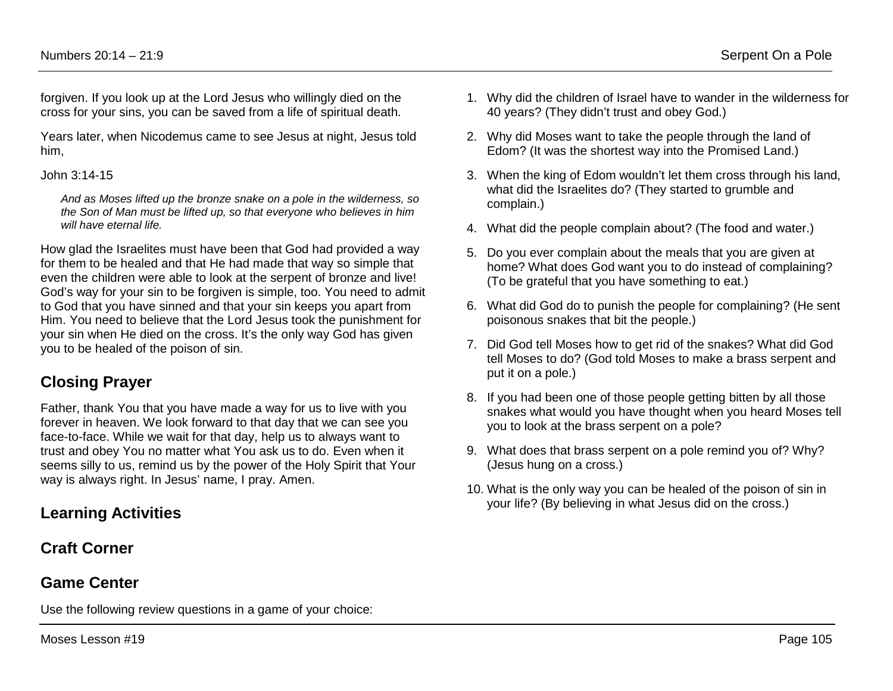forgiven. If you look up at the Lord Jesus who willingly died on the cross for your sins, you can be saved from a life of spiritual death.

Years later, when Nicodemus came to see Jesus at night, Jesus told him,

John 3:14-15

> *And as Moses lifted up the bronze snake on a pole in the wilderness, so the Son of Man must be lifted up, so that everyone who believes in him will have eternal life.*

How glad the Israelites must have been that God had provided a way for them to be healed and that He had made that way so simple that even the children were able to look at the serpent of bronze and live! God's way for your sin to be forgiven is simple, too. You need to admit to God that you have sinned and that your sin keeps you apart from Him. You need to believe that the Lord Jesus took the punishment for your sin when He died on the cross. It's the only way God has given you to be healed of the poison of sin.

## Closing Prayer

Father, thank You that you have made a way for us to live with you forever in heaven. We look forward to that day that we can see you face-to-face. While we wait for that day, help us to always want to trust and obey You no matter what You ask us to do. Even when it seems silly to us, remind us by the power of the Holy Spirit that Your way is always right. In Jesus' name, I pray. Amen.

## Learning Activities

## Craft Corner

## Game Center

Use the following review questions in a game of your choice:

1. Why did the children of Israel have to wander in the wilderness for 40 years? (They didn't trust and obey God.)
2. Why did Moses want to take the people through the land of Edom? (It was the shortest way into the Promised Land.)
3. When the king of Edom wouldn't let them cross through his land, what did the Israelites do? (They started to grumble and complain.)
4. What did the people complain about? (The food and water.)
5. Do you ever complain about the meals that you are given at home? What does God want you to do instead of complaining? (To be grateful that you have something to eat.)
6. What did God do to punish the people for complaining? (He sent poisonous snakes that bit the people.)
7. Did God tell Moses how to get rid of the snakes? What did God tell Moses to do? (God told Moses to make a brass serpent and put it on a pole.)
8. If you had been one of those people getting bitten by all those snakes what would you have thought when you heard Moses tell you to look at the brass serpent on a pole?
9. What does that brass serpent on a pole remind you of? Why? (Jesus hung on a cross.)
10. What is the only way you can be healed of the poison of sin in your life? (By believing in what Jesus did on the cross.)